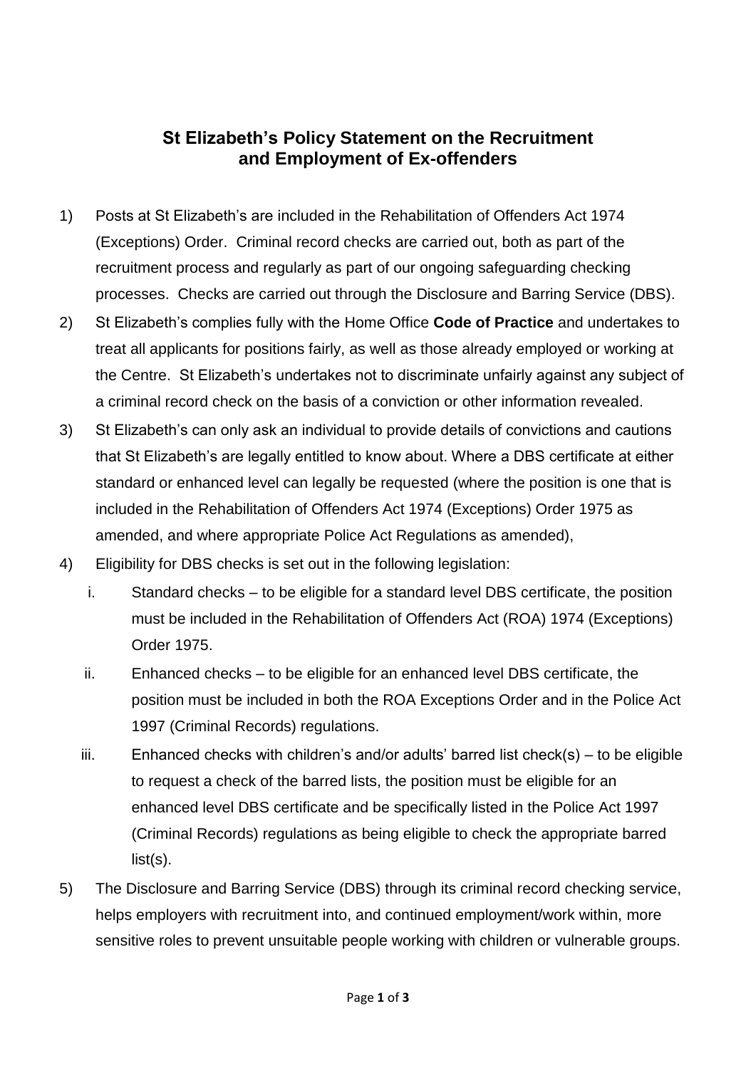# St Elizabeth's Policy Statement on the Recruitment and Employment of Ex-offenders

1) Posts at St Elizabeth's are included in the Rehabilitation of Offenders Act 1974 (Exceptions) Order. Criminal record checks are carried out, both as part of the recruitment process and regularly as part of our ongoing safeguarding checking processes. Checks are carried out through the Disclosure and Barring Service (DBS).

2) St Elizabeth's complies fully with the Home Office **Code of Practice** and undertakes to treat all applicants for positions fairly, as well as those already employed or working at the Centre. St Elizabeth's undertakes not to discriminate unfairly against any subject of a criminal record check on the basis of a conviction or other information revealed.

3) St Elizabeth's can only ask an individual to provide details of convictions and cautions that St Elizabeth's are legally entitled to know about. Where a DBS certificate at either standard or enhanced level can legally be requested (where the position is one that is included in the Rehabilitation of Offenders Act 1974 (Exceptions) Order 1975 as amended, and where appropriate Police Act Regulations as amended),

4) Eligibility for DBS checks is set out in the following legislation:

   i. Standard checks – to be eligible for a standard level DBS certificate, the position must be included in the Rehabilitation of Offenders Act (ROA) 1974 (Exceptions) Order 1975.

   ii. Enhanced checks – to be eligible for an enhanced level DBS certificate, the position must be included in both the ROA Exceptions Order and in the Police Act 1997 (Criminal Records) regulations.

   iii. Enhanced checks with children's and/or adults' barred list check(s) – to be eligible to request a check of the barred lists, the position must be eligible for an enhanced level DBS certificate and be specifically listed in the Police Act 1997 (Criminal Records) regulations as being eligible to check the appropriate barred list(s).

5) The Disclosure and Barring Service (DBS) through its criminal record checking service, helps employers with recruitment into, and continued employment/work within, more sensitive roles to prevent unsuitable people working with children or vulnerable groups.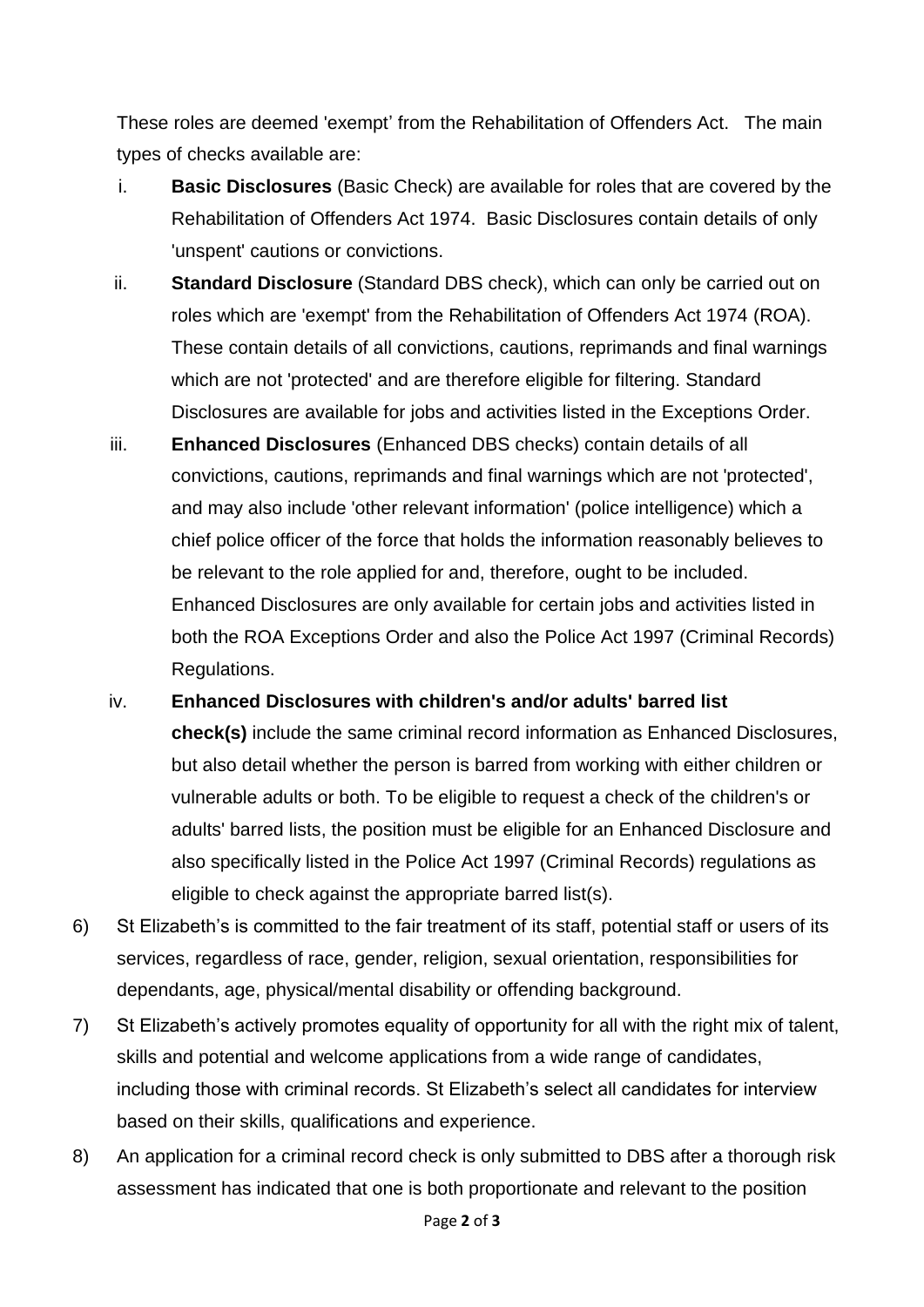These roles are deemed 'exempt' from the Rehabilitation of Offenders Act. The main types of checks available are:

i. **Basic Disclosures** (Basic Check) are available for roles that are covered by the Rehabilitation of Offenders Act 1974. Basic Disclosures contain details of only 'unspent' cautions or convictions.

ii. **Standard Disclosure** (Standard DBS check), which can only be carried out on roles which are 'exempt' from the Rehabilitation of Offenders Act 1974 (ROA). These contain details of all convictions, cautions, reprimands and final warnings which are not 'protected' and are therefore eligible for filtering. Standard Disclosures are available for jobs and activities listed in the Exceptions Order.

iii. **Enhanced Disclosures** (Enhanced DBS checks) contain details of all convictions, cautions, reprimands and final warnings which are not 'protected', and may also include 'other relevant information' (police intelligence) which a chief police officer of the force that holds the information reasonably believes to be relevant to the role applied for and, therefore, ought to be included. Enhanced Disclosures are only available for certain jobs and activities listed in both the ROA Exceptions Order and also the Police Act 1997 (Criminal Records) Regulations.

iv. **Enhanced Disclosures with children's and/or adults' barred list check(s)** include the same criminal record information as Enhanced Disclosures, but also detail whether the person is barred from working with either children or vulnerable adults or both. To be eligible to request a check of the children's or adults' barred lists, the position must be eligible for an Enhanced Disclosure and also specifically listed in the Police Act 1997 (Criminal Records) regulations as eligible to check against the appropriate barred list(s).

6) St Elizabeth's is committed to the fair treatment of its staff, potential staff or users of its services, regardless of race, gender, religion, sexual orientation, responsibilities for dependants, age, physical/mental disability or offending background.

7) St Elizabeth's actively promotes equality of opportunity for all with the right mix of talent, skills and potential and welcome applications from a wide range of candidates, including those with criminal records. St Elizabeth's select all candidates for interview based on their skills, qualifications and experience.

8) An application for a criminal record check is only submitted to DBS after a thorough risk assessment has indicated that one is both proportionate and relevant to the position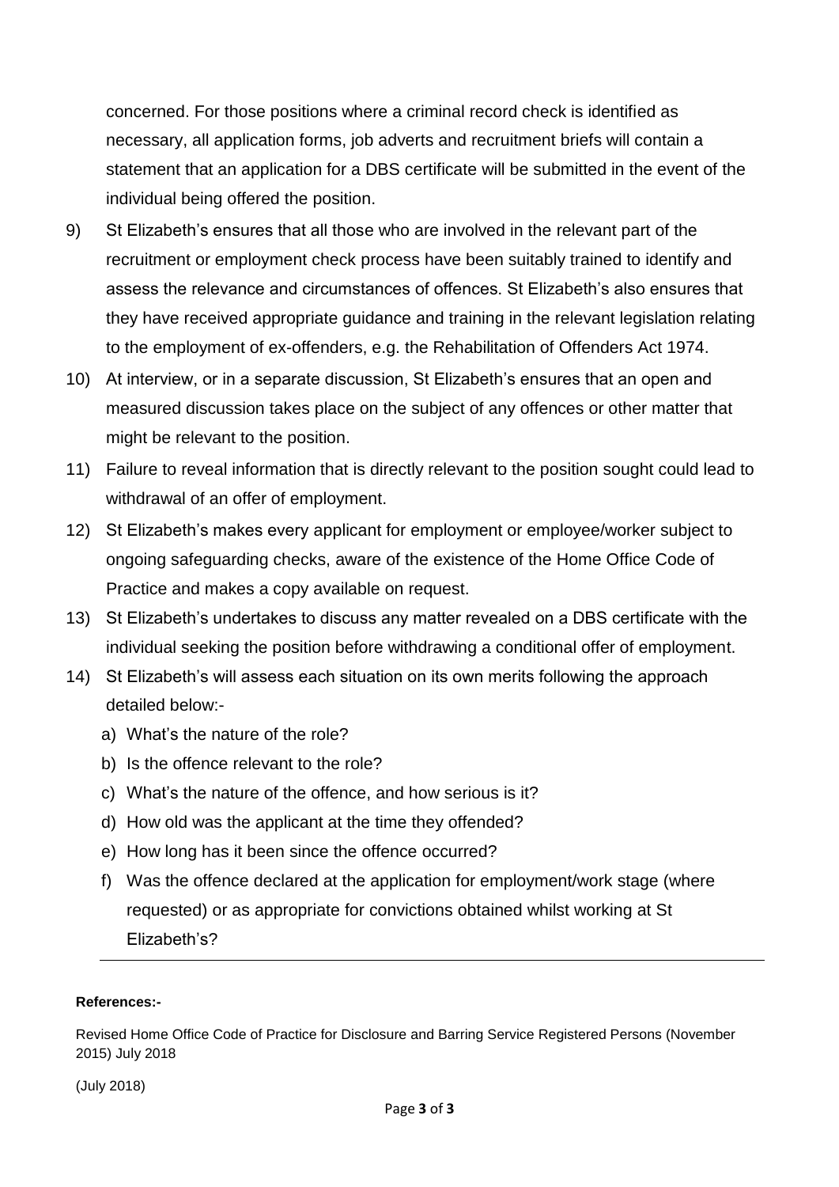concerned. For those positions where a criminal record check is identified as necessary, all application forms, job adverts and recruitment briefs will contain a statement that an application for a DBS certificate will be submitted in the event of the individual being offered the position.

9) St Elizabeth's ensures that all those who are involved in the relevant part of the recruitment or employment check process have been suitably trained to identify and assess the relevance and circumstances of offences. St Elizabeth's also ensures that they have received appropriate guidance and training in the relevant legislation relating to the employment of ex-offenders, e.g. the Rehabilitation of Offenders Act 1974.

10) At interview, or in a separate discussion, St Elizabeth's ensures that an open and measured discussion takes place on the subject of any offences or other matter that might be relevant to the position.

11) Failure to reveal information that is directly relevant to the position sought could lead to withdrawal of an offer of employment.

12) St Elizabeth's makes every applicant for employment or employee/worker subject to ongoing safeguarding checks, aware of the existence of the Home Office Code of Practice and makes a copy available on request.

13) St Elizabeth's undertakes to discuss any matter revealed on a DBS certificate with the individual seeking the position before withdrawing a conditional offer of employment.

14) St Elizabeth's will assess each situation on its own merits following the approach detailed below:-
    a) What's the nature of the role?
    b) Is the offence relevant to the role?
    c) What's the nature of the offence, and how serious is it?
    d) How old was the applicant at the time they offended?
    e) How long has it been since the offence occurred?
    f) Was the offence declared at the application for employment/work stage (where requested) or as appropriate for convictions obtained whilst working at St Elizabeth's?

---

**References:-**

Revised Home Office Code of Practice for Disclosure and Barring Service Registered Persons (November 2015) July 2018

(July 2018)